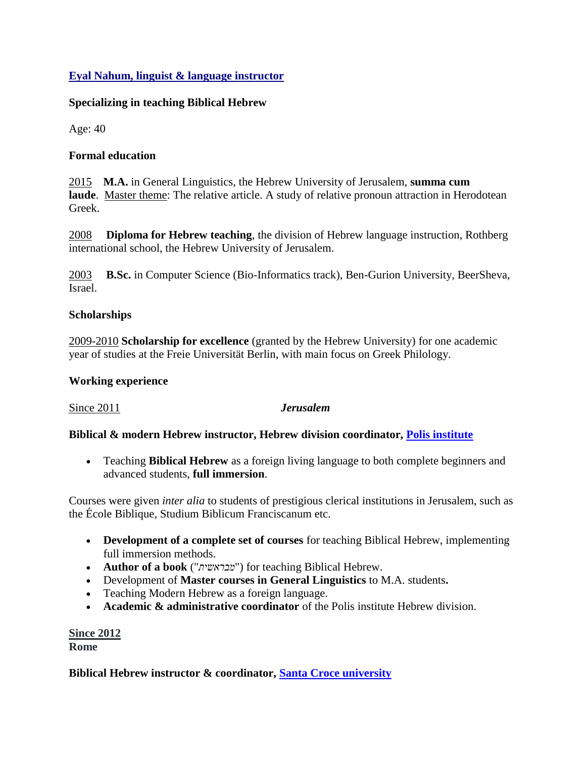**[Eyal Nahum, linguist & language instructor](#)**

**Specializing in teaching Biblical Hebrew**

Age: 40

**Formal education**

2015 **M.A.** in General Linguistics, the Hebrew University of Jerusalem, **summa cum laude**. Master theme: The relative article. A study of relative pronoun attraction in Herodotean Greek.

2008 **Diploma for Hebrew teaching**, the division of Hebrew language instruction, Rothberg international school, the Hebrew University of Jerusalem.

2003 **B.Sc.** in Computer Science (Bio-Informatics track), Ben-Gurion University, BeerSheva, Israel.

**Scholarships**

2009-2010 **Scholarship for excellence** (granted by the Hebrew University) for one academic year of studies at the Freie Universität Berlin, with main focus on Greek Philology.

**Working experience**

Since 2011 ***Jerusalem***

**Biblical & modern Hebrew instructor, Hebrew division coordinator, [Polis institute](#)**

- Teaching **Biblical Hebrew** as a foreign living language to both complete beginners and advanced students, **full immersion**.

Courses were given *inter alia* to students of prestigious clerical institutions in Jerusalem, such as the École Biblique, Studium Biblicum Franciscanum etc.

- **Development of a complete set of courses** for teaching Biblical Hebrew, implementing full immersion methods.
- **Author of a book** ("*מבראשית*") for teaching Biblical Hebrew.
- Development of **Master courses in General Linguistics** to M.A. students**.**
- Teaching Modern Hebrew as a foreign language.
- **Academic & administrative coordinator** of the Polis institute Hebrew division.

**Since 2012**
**Rome**

**Biblical Hebrew instructor & coordinator, [Santa Croce university](#)**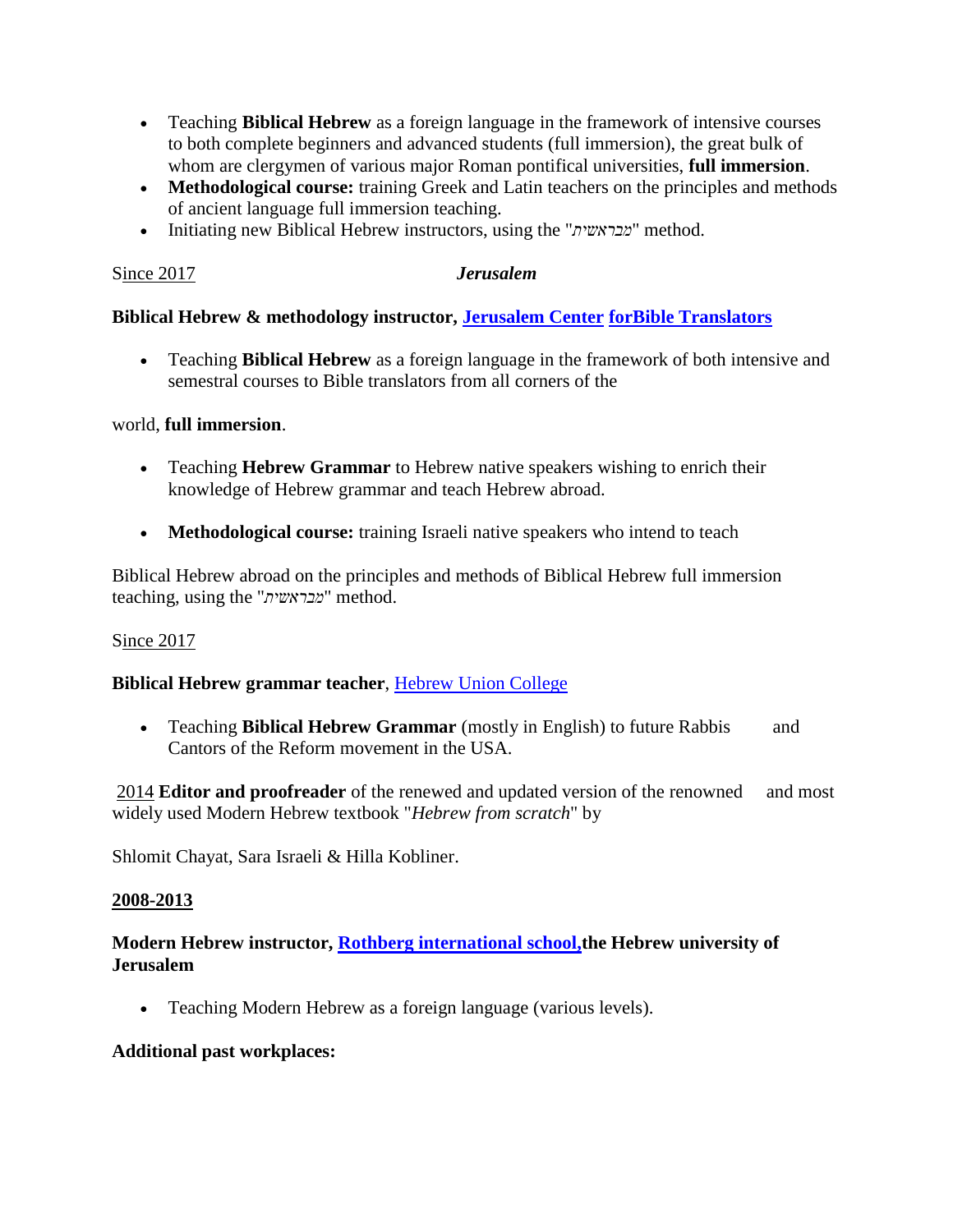- Teaching **Biblical Hebrew** as a foreign language in the framework of intensive courses to both complete beginners and advanced students (full immersion), the great bulk of whom are clergymen of various major Roman pontifical universities, **full immersion**.
- **Methodological course:** training Greek and Latin teachers on the principles and methods of ancient language full immersion teaching.
- Initiating new Biblical Hebrew instructors, using the "*מבראשית*" method.

Since 2017 ***Jerusalem***

**Biblical Hebrew & methodology instructor, Jerusalem Center forBible Translators**

- Teaching **Biblical Hebrew** as a foreign language in the framework of both intensive and semestral courses to Bible translators from all corners of the

world, **full immersion**.

- Teaching **Hebrew Grammar** to Hebrew native speakers wishing to enrich their knowledge of Hebrew grammar and teach Hebrew abroad.

- **Methodological course:** training Israeli native speakers who intend to teach

Biblical Hebrew abroad on the principles and methods of Biblical Hebrew full immersion teaching, using the "*מבראשית*" method.

Since 2017

**Biblical Hebrew grammar teacher**, Hebrew Union College

- Teaching **Biblical Hebrew Grammar** (mostly in English) to future Rabbis and Cantors of the Reform movement in the USA.

2014 **Editor and proofreader** of the renewed and updated version of the renowned and most widely used Modern Hebrew textbook "*Hebrew from scratch*" by

Shlomit Chayat, Sara Israeli & Hilla Kobliner.

**2008-2013**

**Modern Hebrew instructor, Rothberg international school,the Hebrew university of Jerusalem**

- Teaching Modern Hebrew as a foreign language (various levels).

**Additional past workplaces:**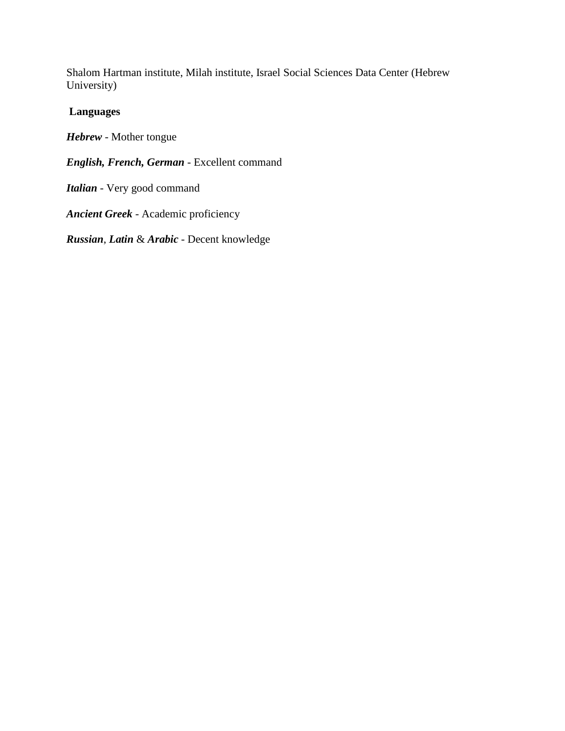Shalom Hartman institute, Milah institute, Israel Social Sciences Data Center (Hebrew University)

## Languages

***Hebrew*** - Mother tongue

***English, French, German*** - Excellent command

***Italian*** - Very good command

***Ancient Greek*** - Academic proficiency

***Russian***, ***Latin*** & ***Arabic*** - Decent knowledge